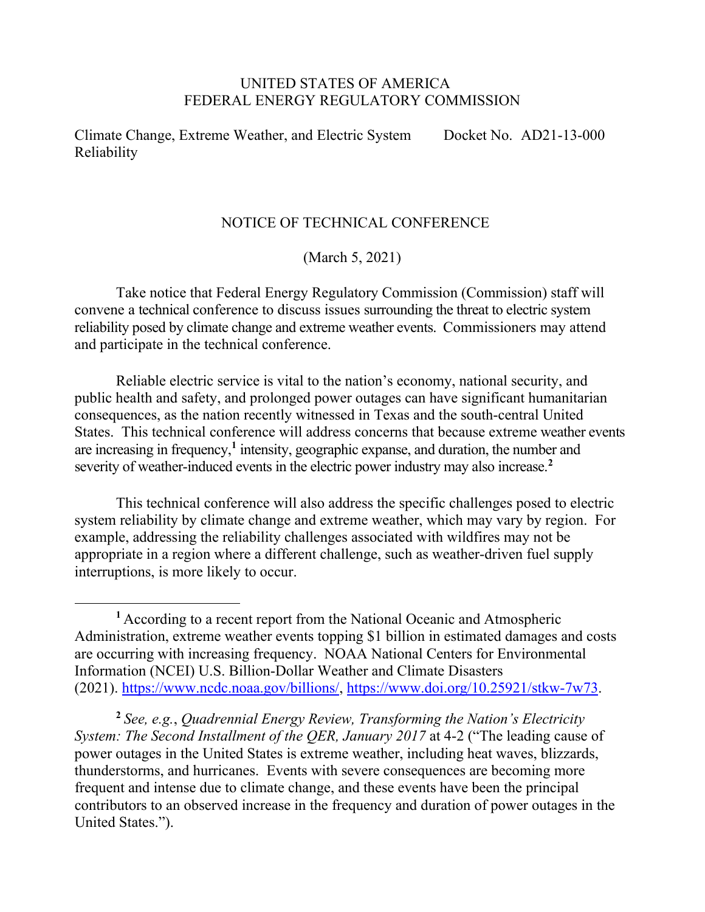UNITED STATES OF AMERICA
FEDERAL ENERGY REGULATORY COMMISSION

Climate Change, Extreme Weather, and Electric System Reliability — Docket No. AD21-13-000

# NOTICE OF TECHNICAL CONFERENCE

(March 5, 2021)

Take notice that Federal Energy Regulatory Commission (Commission) staff will convene a technical conference to discuss issues surrounding the threat to electric system reliability posed by climate change and extreme weather events. Commissioners may attend and participate in the technical conference.

Reliable electric service is vital to the nation's economy, national security, and public health and safety, and prolonged power outages can have significant humanitarian consequences, as the nation recently witnessed in Texas and the south-central United States. This technical conference will address concerns that because extreme weather events are increasing in frequency,[1] intensity, geographic expanse, and duration, the number and severity of weather-induced events in the electric power industry may also increase.[2]

This technical conference will also address the specific challenges posed to electric system reliability by climate change and extreme weather, which may vary by region. For example, addressing the reliability challenges associated with wildfires may not be appropriate in a region where a different challenge, such as weather-driven fuel supply interruptions, is more likely to occur.

---

[1] According to a recent report from the National Oceanic and Atmospheric Administration, extreme weather events topping $1 billion in estimated damages and costs are occurring with increasing frequency. NOAA National Centers for Environmental Information (NCEI) U.S. Billion-Dollar Weather and Climate Disasters (2021). https://www.ncdc.noaa.gov/billions/, https://www.doi.org/10.25921/stkw-7w73.

[2] *See, e.g.*, *Quadrennial Energy Review, Transforming the Nation's Electricity System: The Second Installment of the QER, January 2017* at 4-2 ("The leading cause of power outages in the United States is extreme weather, including heat waves, blizzards, thunderstorms, and hurricanes. Events with severe consequences are becoming more frequent and intense due to climate change, and these events have been the principal contributors to an observed increase in the frequency and duration of power outages in the United States.").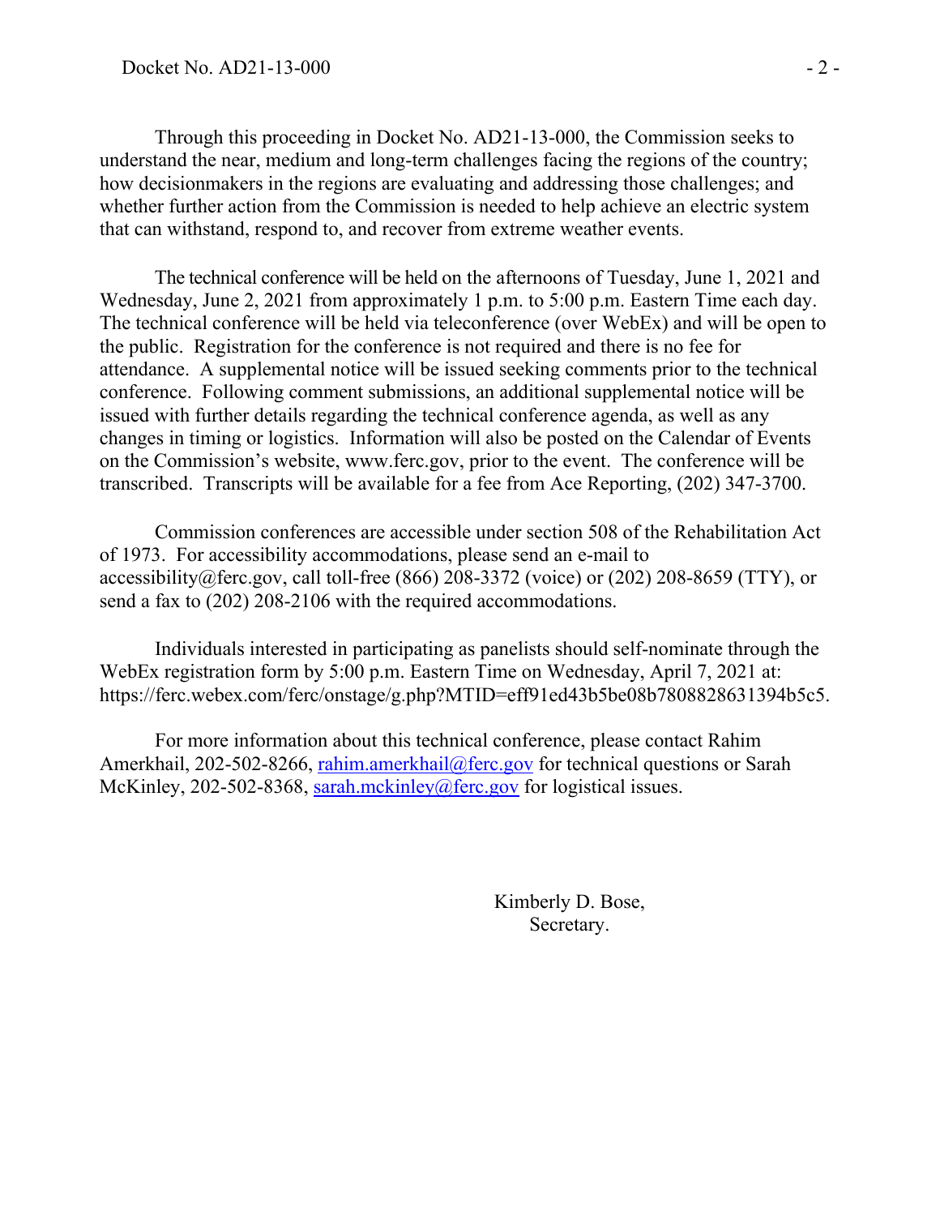Through this proceeding in Docket No. AD21-13-000, the Commission seeks to understand the near, medium and long-term challenges facing the regions of the country; how decisionmakers in the regions are evaluating and addressing those challenges; and whether further action from the Commission is needed to help achieve an electric system that can withstand, respond to, and recover from extreme weather events.

The technical conference will be held on the afternoons of Tuesday, June 1, 2021 and Wednesday, June 2, 2021 from approximately 1 p.m. to 5:00 p.m. Eastern Time each day. The technical conference will be held via teleconference (over WebEx) and will be open to the public. Registration for the conference is not required and there is no fee for attendance. A supplemental notice will be issued seeking comments prior to the technical conference. Following comment submissions, an additional supplemental notice will be issued with further details regarding the technical conference agenda, as well as any changes in timing or logistics. Information will also be posted on the Calendar of Events on the Commission's website, www.ferc.gov, prior to the event. The conference will be transcribed. Transcripts will be available for a fee from Ace Reporting, (202) 347-3700.

Commission conferences are accessible under section 508 of the Rehabilitation Act of 1973. For accessibility accommodations, please send an e-mail to accessibility@ferc.gov, call toll-free (866) 208-3372 (voice) or (202) 208-8659 (TTY), or send a fax to (202) 208-2106 with the required accommodations.

Individuals interested in participating as panelists should self-nominate through the WebEx registration form by 5:00 p.m. Eastern Time on Wednesday, April 7, 2021 at: https://ferc.webex.com/ferc/onstage/g.php?MTID=eff91ed43b5be08b7808828631394b5c5.

For more information about this technical conference, please contact Rahim Amerkhail, 202-502-8266, rahim.amerkhail@ferc.gov for technical questions or Sarah McKinley, 202-502-8368, sarah.mckinley@ferc.gov for logistical issues.

Kimberly D. Bose,
Secretary.